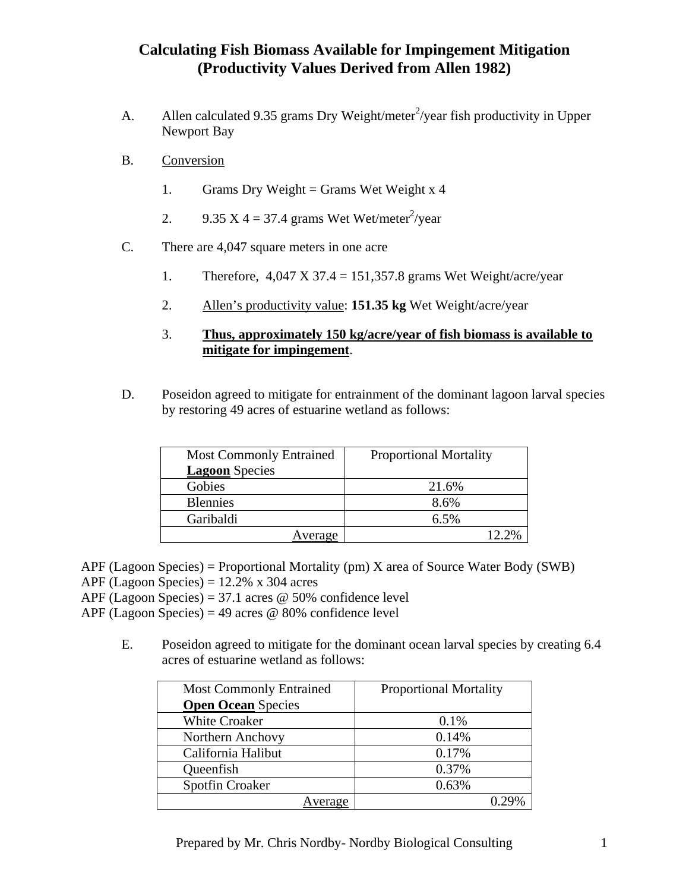# Calculating Fish Biomass Available for Impingement Mitigation (Productivity Values Derived from Allen 1982)

A. Allen calculated 9.35 grams Dry Weight/meter$^2$/year fish productivity in Upper Newport Bay

B. Conversion

1. Grams Dry Weight = Grams Wet Weight x 4
2. 9.35 X 4 = 37.4 grams Wet Wet/meter$^2$/year

C. There are 4,047 square meters in one acre

1. Therefore, 4,047 X 37.4 = 151,357.8 grams Wet Weight/acre/year
2. Allen's productivity value: **151.35 kg** Wet Weight/acre/year
3. **Thus, approximately 150 kg/acre/year of fish biomass is available to mitigate for impingement**.

D. Poseidon agreed to mitigate for entrainment of the dominant lagoon larval species by restoring 49 acres of estuarine wetland as follows:

| Most Commonly Entrained **Lagoon** Species | Proportional Mortality |
|---|---|
| Gobies | 21.6% |
| Blennies | 8.6% |
| Garibaldi | 6.5% |
| Average | 12.2% |

APF (Lagoon Species) = Proportional Mortality (pm) X area of Source Water Body (SWB)
APF (Lagoon Species) = 12.2% x 304 acres
APF (Lagoon Species) = 37.1 acres @ 50% confidence level
APF (Lagoon Species) = 49 acres @ 80% confidence level

E. Poseidon agreed to mitigate for the dominant ocean larval species by creating 6.4 acres of estuarine wetland as follows:

| Most Commonly Entrained **Open Ocean** Species | Proportional Mortality |
|---|---|
| White Croaker | 0.1% |
| Northern Anchovy | 0.14% |
| California Halibut | 0.17% |
| Queenfish | 0.37% |
| Spotfin Croaker | 0.63% |
| Average | 0.29% |

Prepared by Mr. Chris Nordby- Nordby Biological Consulting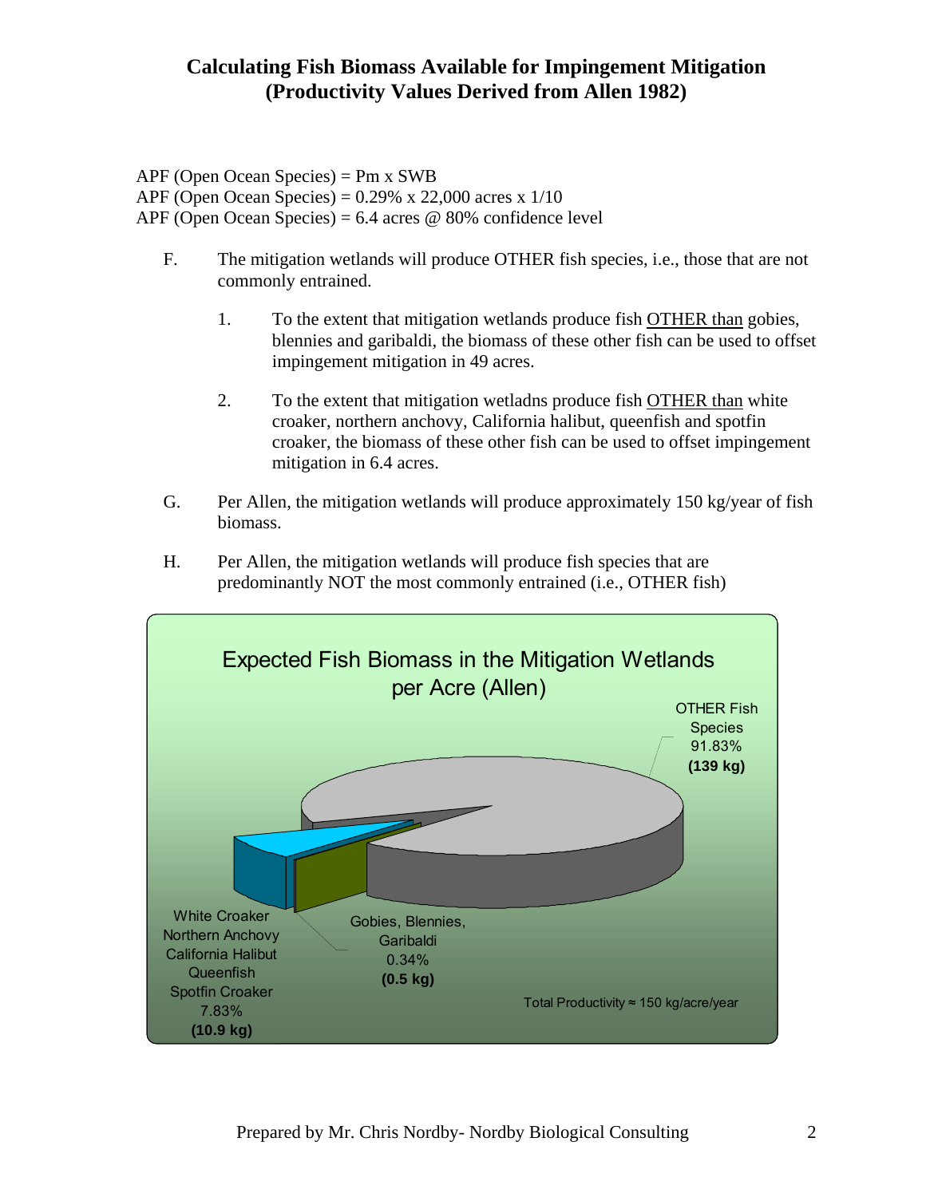## Calculating Fish Biomass Available for Impingement Mitigation (Productivity Values Derived from Allen 1982)

APF (Open Ocean Species) = Pm x SWB
APF (Open Ocean Species) = 0.29% x 22,000 acres x 1/10
APF (Open Ocean Species) = 6.4 acres @ 80% confidence level

F. The mitigation wetlands will produce OTHER fish species, i.e., those that are not commonly entrained.

1. To the extent that mitigation wetlands produce fish OTHER than gobies, blennies and garibaldi, the biomass of these other fish can be used to offset impingement mitigation in 49 acres.

2. To the extent that mitigation wetladns produce fish OTHER than white croaker, northern anchovy, California halibut, queenfish and spotfin croaker, the biomass of these other fish can be used to offset impingement mitigation in 6.4 acres.

G. Per Allen, the mitigation wetlands will produce approximately 150 kg/year of fish biomass.

H. Per Allen, the mitigation wetlands will produce fish species that are predominantly NOT the most commonly entrained (i.e., OTHER fish)

Expected Fish Biomass in the Mitigation Wetlands per Acre (Allen)

| Category | Percent | Biomass |
| --- | --- | --- |
| OTHER Fish Species | 91.83% | **(139 kg)** |
| White Croaker, Northern Anchovy, California Halibut, Queenfish, Spotfin Croaker | 7.83% | **(10.9 kg)** |
| Gobies, Blennies, Garibaldi | 0.34% | **(0.5 kg)** |

Total Productivity ≈ 150 kg/acre/year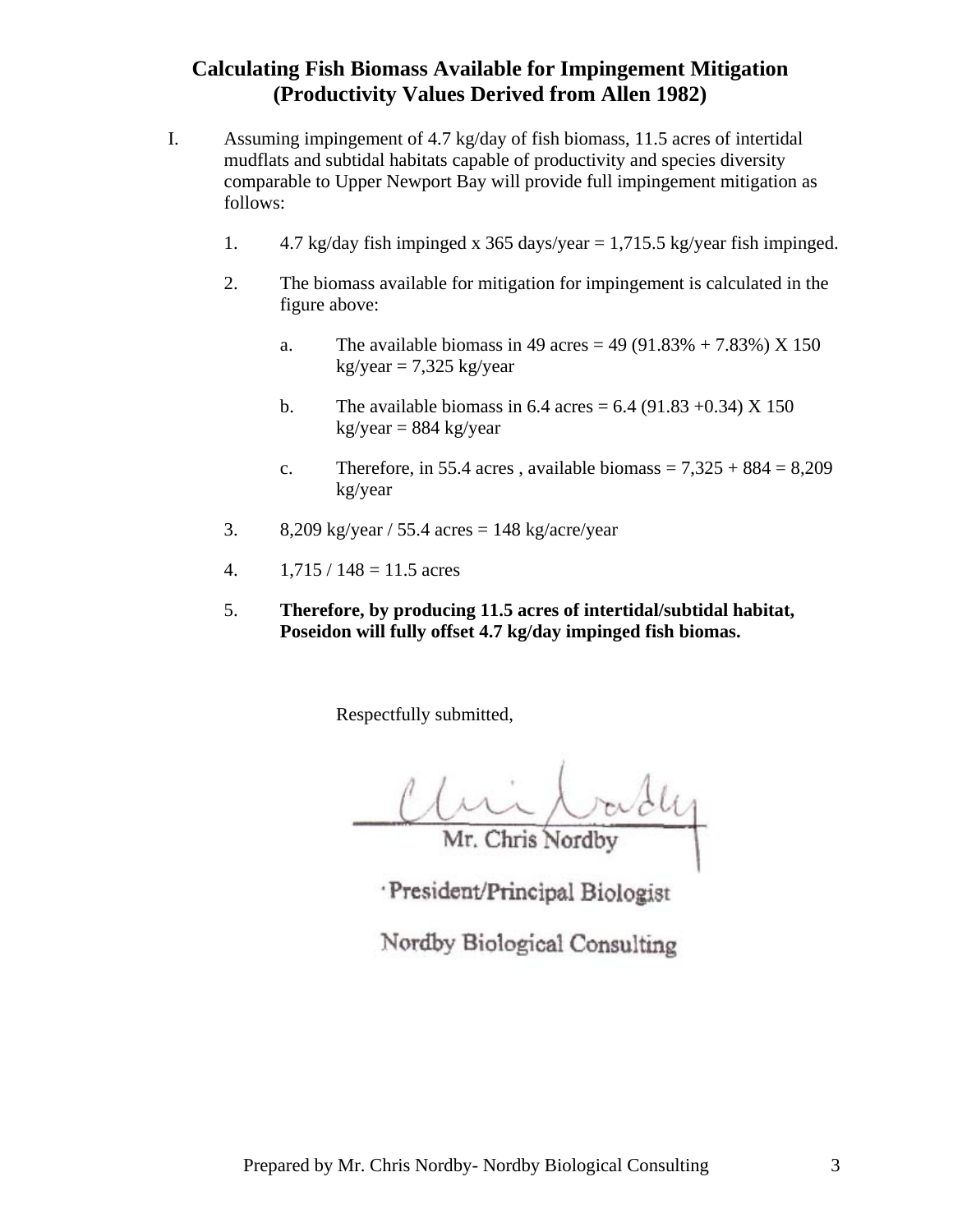## Calculating Fish Biomass Available for Impingement Mitigation (Productivity Values Derived from Allen 1982)

I. Assuming impingement of 4.7 kg/day of fish biomass, 11.5 acres of intertidal mudflats and subtidal habitats capable of productivity and species diversity comparable to Upper Newport Bay will provide full impingement mitigation as follows:

1. 4.7 kg/day fish impinged x 365 days/year = 1,715.5 kg/year fish impinged.

2. The biomass available for mitigation for impingement is calculated in the figure above:

   a. The available biomass in 49 acres = 49 (91.83% + 7.83%) X 150 kg/year = 7,325 kg/year

   b. The available biomass in 6.4 acres = 6.4 (91.83 +0.34) X 150 kg/year = 884 kg/year

   c. Therefore, in 55.4 acres , available biomass = 7,325 + 884 = 8,209 kg/year

3. 8,209 kg/year / 55.4 acres = 148 kg/acre/year

4. 1,715 / 148 = 11.5 acres

5. **Therefore, by producing 11.5 acres of intertidal/subtidal habitat, Poseidon will fully offset 4.7 kg/day impinged fish biomas.**

Respectfully submitted,

Mr. Chris Nordby

President/Principal Biologist

Nordby Biological Consulting